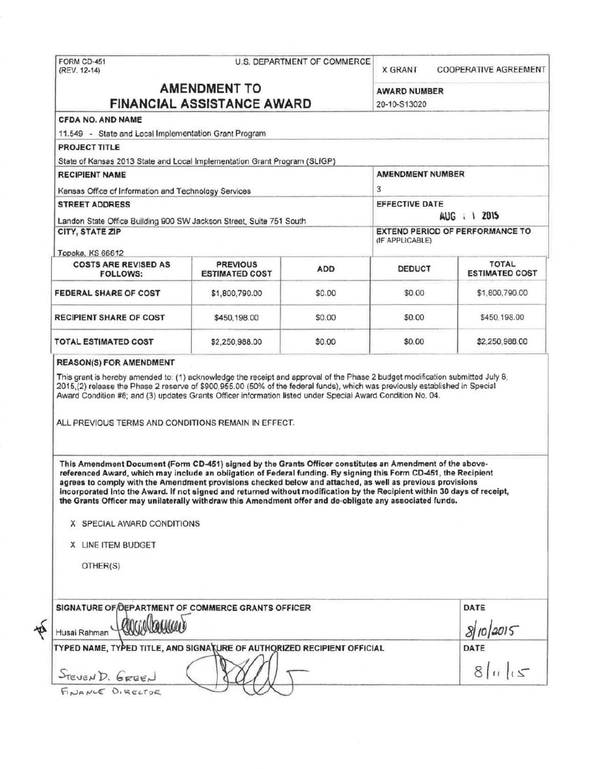FORM CD-451
(REV. 12-14)

U.S. DEPARTMENT OF COMMERCE

X GRANT    COOPERATIVE AGREEMENT

# AMENDMENT TO FINANCIAL ASSISTANCE AWARD

**AWARD NUMBER**
20-10-S13020

**CFDA NO. AND NAME**
11.549 - State and Local Implementation Grant Program

**PROJECT TITLE**
State of Kansas 2013 State and Local Implementation Grant Program (SLIGP)

**RECIPIENT NAME**
Kansas Office of Information and Technology Services

**AMENDMENT NUMBER**
3

**STREET ADDRESS**
Landon State Office Building 900 SW Jackson Street, Suite 751 South

**EFFECTIVE DATE**
AUG 11 2015

**CITY, STATE ZIP**
Topeka, KS 66612

**EXTEND PERIOD OF PERFORMANCE TO** (IF APPLICABLE)

| COSTS ARE REVISED AS FOLLOWS: | PREVIOUS ESTIMATED COST | ADD | DEDUCT | TOTAL ESTIMATED COST |
|---|---|---|---|---|
| FEDERAL SHARE OF COST | $1,800,790.00 | $0.00 | $0.00 | $1,800,790.00 |
| RECIPIENT SHARE OF COST | $450,198.00 | $0.00 | $0.00 | $450,198.00 |
| TOTAL ESTIMATED COST | $2,250,988.00 | $0.00 | $0.00 | $2,250,988.00 |

**REASON(S) FOR AMENDMENT**

This grant is hereby amended to: (1) acknowledge the receipt and approval of the Phase 2 budget modification submitted July 8, 2015,(2) release the Phase 2 reserve of $900,955.00 (50% of the federal funds), which was previously established in Special Award Condition #6; and (3) updates Grants Officer information listed under Special Award Condition No. 04.

ALL PREVIOUS TERMS AND CONDITIONS REMAIN IN EFFECT.

**This Amendment Document (Form CD-451) signed by the Grants Officer constitutes an Amendment of the above-referenced Award, which may include an obligation of Federal funding. By signing this Form CD-451, the Recipient agrees to comply with the Amendment provisions checked below and attached, as well as previous provisions incorporated into the Award. If not signed and returned without modification by the Recipient within 30 days of receipt, the Grants Officer may unilaterally withdraw this Amendment offer and de-obligate any associated funds.**

X SPECIAL AWARD CONDITIONS

X LINE ITEM BUDGET

OTHER(S)

**SIGNATURE OF DEPARTMENT OF COMMERCE GRANTS OFFICER**
Husai Rahman

**DATE**
8/10/2015

**TYPED NAME, TYPED TITLE, AND SIGNATURE OF AUTHORIZED RECIPIENT OFFICIAL**
Steven D. Green
Finance Director

**DATE**
8/11/15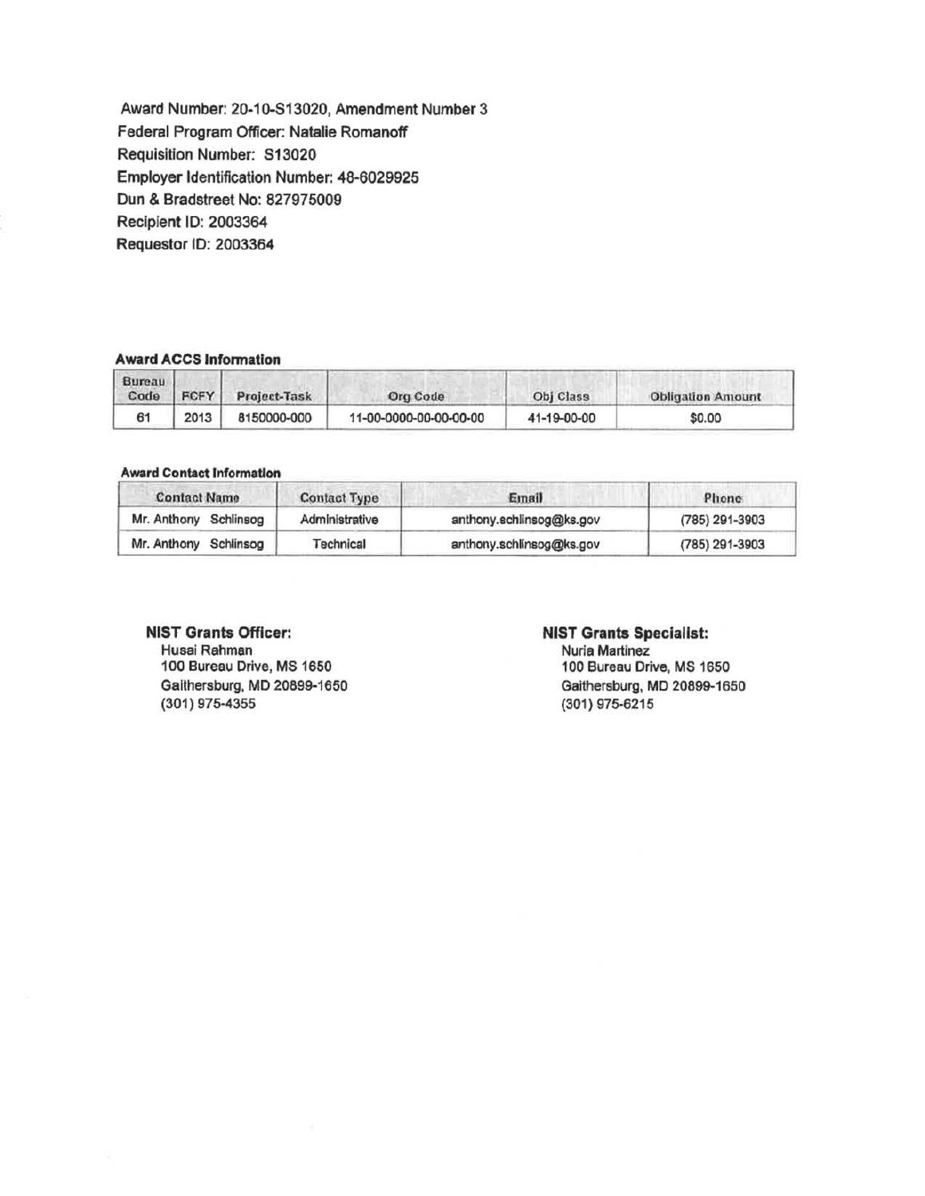Award Number: 20-10-S13020, Amendment Number 3
Federal Program Officer: Natalie Romanoff
Requisition Number: S13020
Employer Identification Number: 48-6029925
Dun & Bradstreet No: 827975009
Recipient ID: 2003364
Requestor ID: 2003364

**Award ACCS Information**

| Bureau Code | FCFY | Project-Task | Org Code | Obj Class | Obligation Amount |
|---|---|---|---|---|---|
| 61 | 2013 | 8150000-000 | 11-00-0000-00-00-00-00 | 41-19-00-00 | $0.00 |

**Award Contact Information**

| Contact Name | Contact Type | Email | Phone |
|---|---|---|---|
| Mr. Anthony Schlinsog | Administrative | anthony.schlinsog@ks.gov | (785) 291-3903 |
| Mr. Anthony Schlinsog | Technical | anthony.schlinsog@ks.gov | (785) 291-3903 |

**NIST Grants Officer:**
Husai Rahman
100 Bureau Drive, MS 1650
Gaithersburg, MD 20899-1650
(301) 975-4355

**NIST Grants Specialist:**
Nuria Martinez
100 Bureau Drive, MS 1650
Gaithersburg, MD 20899-1650
(301) 975-6215